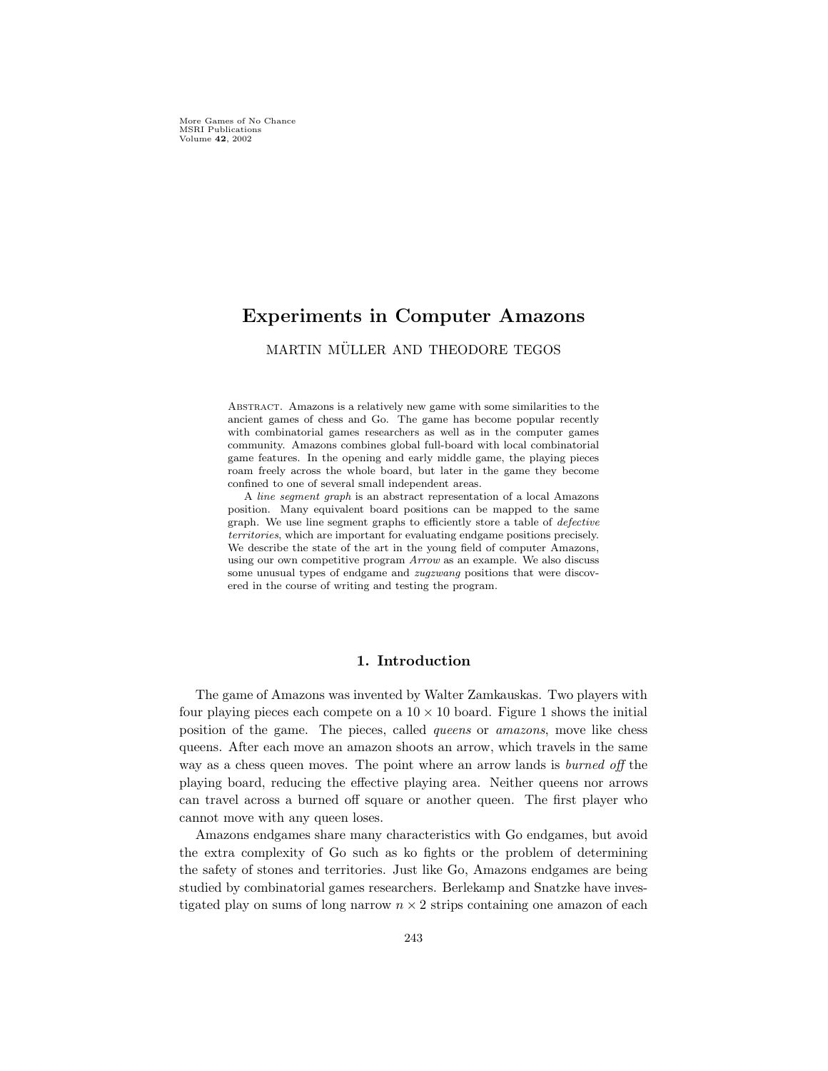More Games of No Chance
MSRI Publications
Volume **42**, 2002

# Experiments in Computer Amazons

MARTIN MÜLLER AND THEODORE TEGOS

Abstract. Amazons is a relatively new game with some similarities to the ancient games of chess and Go. The game has become popular recently with combinatorial games researchers as well as in the computer games community. Amazons combines global full-board with local combinatorial game features. In the opening and early middle game, the playing pieces roam freely across the whole board, but later in the game they become confined to one of several small independent areas.

A *line segment graph* is an abstract representation of a local Amazons position. Many equivalent board positions can be mapped to the same graph. We use line segment graphs to efficiently store a table of *defective territories*, which are important for evaluating endgame positions precisely. We describe the state of the art in the young field of computer Amazons, using our own competitive program *Arrow* as an example. We also discuss some unusual types of endgame and *zugzwang* positions that were discovered in the course of writing and testing the program.

## 1. Introduction

The game of Amazons was invented by Walter Zamkauskas. Two players with four playing pieces each compete on a $10 \times 10$ board. Figure 1 shows the initial position of the game. The pieces, called *queens* or *amazons*, move like chess queens. After each move an amazon shoots an arrow, which travels in the same way as a chess queen moves. The point where an arrow lands is *burned off* the playing board, reducing the effective playing area. Neither queens nor arrows can travel across a burned off square or another queen. The first player who cannot move with any queen loses.

Amazons endgames share many characteristics with Go endgames, but avoid the extra complexity of Go such as ko fights or the problem of determining the safety of stones and territories. Just like Go, Amazons endgames are being studied by combinatorial games researchers. Berlekamp and Snatzke have investigated play on sums of long narrow $n \times 2$ strips containing one amazon of each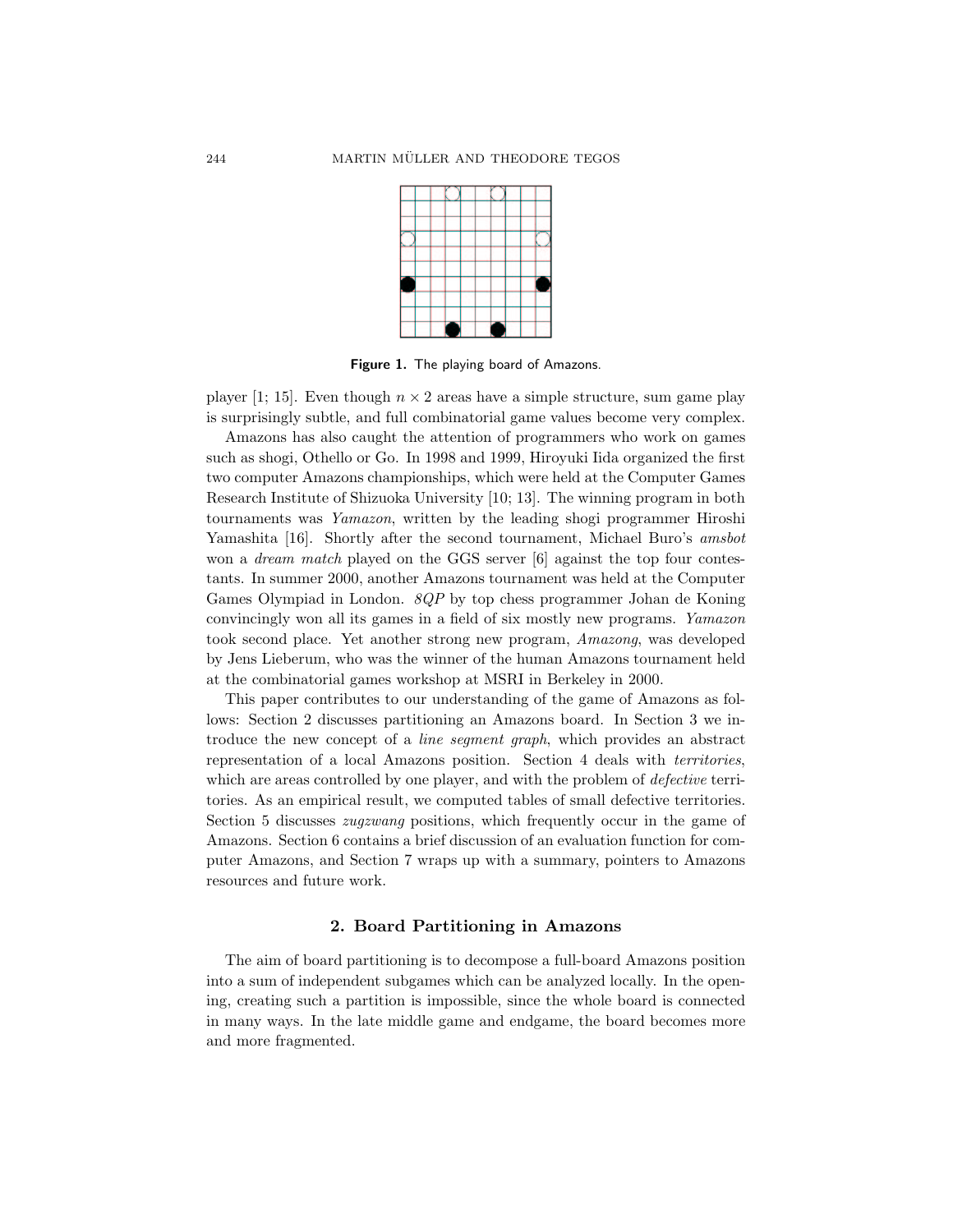**Figure 1.** The playing board of Amazons.

player [1; 15]. Even though $n \times 2$ areas have a simple structure, sum game play is surprisingly subtle, and full combinatorial game values become very complex.

Amazons has also caught the attention of programmers who work on games such as shogi, Othello or Go. In 1998 and 1999, Hiroyuki Iida organized the first two computer Amazons championships, which were held at the Computer Games Research Institute of Shizuoka University [10; 13]. The winning program in both tournaments was *Yamazon*, written by the leading shogi programmer Hiroshi Yamashita [16]. Shortly after the second tournament, Michael Buro's *amsbot* won a *dream match* played on the GGS server [6] against the top four contestants. In summer 2000, another Amazons tournament was held at the Computer Games Olympiad in London. *8QP* by top chess programmer Johan de Koning convincingly won all its games in a field of six mostly new programs. *Yamazon* took second place. Yet another strong new program, *Amazong*, was developed by Jens Lieberum, who was the winner of the human Amazons tournament held at the combinatorial games workshop at MSRI in Berkeley in 2000.

This paper contributes to our understanding of the game of Amazons as follows: Section 2 discusses partitioning an Amazons board. In Section 3 we introduce the new concept of a *line segment graph*, which provides an abstract representation of a local Amazons position. Section 4 deals with *territories*, which are areas controlled by one player, and with the problem of *defective* territories. As an empirical result, we computed tables of small defective territories. Section 5 discusses *zugzwang* positions, which frequently occur in the game of Amazons. Section 6 contains a brief discussion of an evaluation function for computer Amazons, and Section 7 wraps up with a summary, pointers to Amazons resources and future work.

## 2. Board Partitioning in Amazons

The aim of board partitioning is to decompose a full-board Amazons position into a sum of independent subgames which can be analyzed locally. In the opening, creating such a partition is impossible, since the whole board is connected in many ways. In the late middle game and endgame, the board becomes more and more fragmented.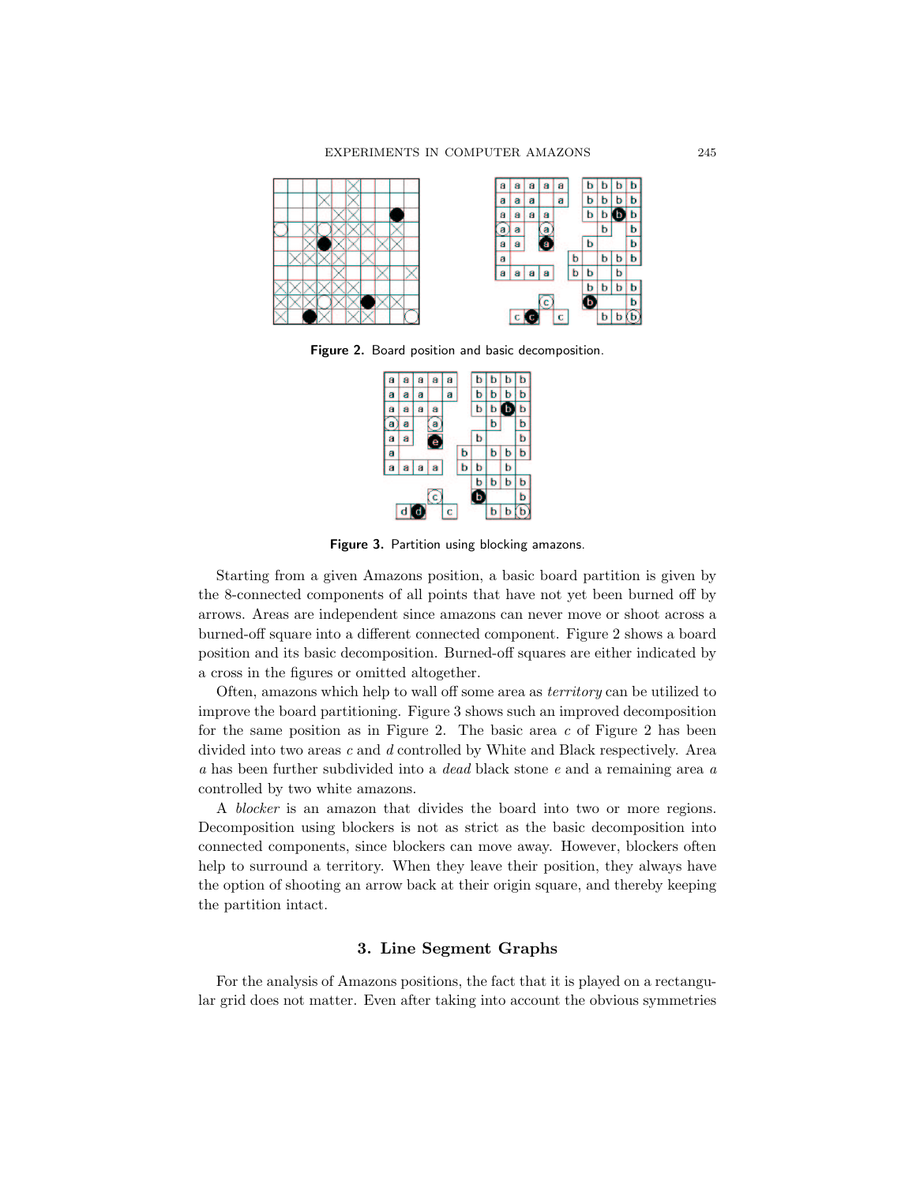**Figure 2.** Board position and basic decomposition.

**Figure 3.** Partition using blocking amazons.

Starting from a given Amazons position, a basic board partition is given by the 8-connected components of all points that have not yet been burned off by arrows. Areas are independent since amazons can never move or shoot across a burned-off square into a different connected component. Figure 2 shows a board position and its basic decomposition. Burned-off squares are either indicated by a cross in the figures or omitted altogether.

Often, amazons which help to wall off some area as *territory* can be utilized to improve the board partitioning. Figure 3 shows such an improved decomposition for the same position as in Figure 2. The basic area *c* of Figure 2 has been divided into two areas *c* and *d* controlled by White and Black respectively. Area *a* has been further subdivided into a *dead* black stone *e* and a remaining area *a* controlled by two white amazons.

A *blocker* is an amazon that divides the board into two or more regions. Decomposition using blockers is not as strict as the basic decomposition into connected components, since blockers can move away. However, blockers often help to surround a territory. When they leave their position, they always have the option of shooting an arrow back at their origin square, and thereby keeping the partition intact.

## 3. Line Segment Graphs

For the analysis of Amazons positions, the fact that it is played on a rectangular grid does not matter. Even after taking into account the obvious symmetries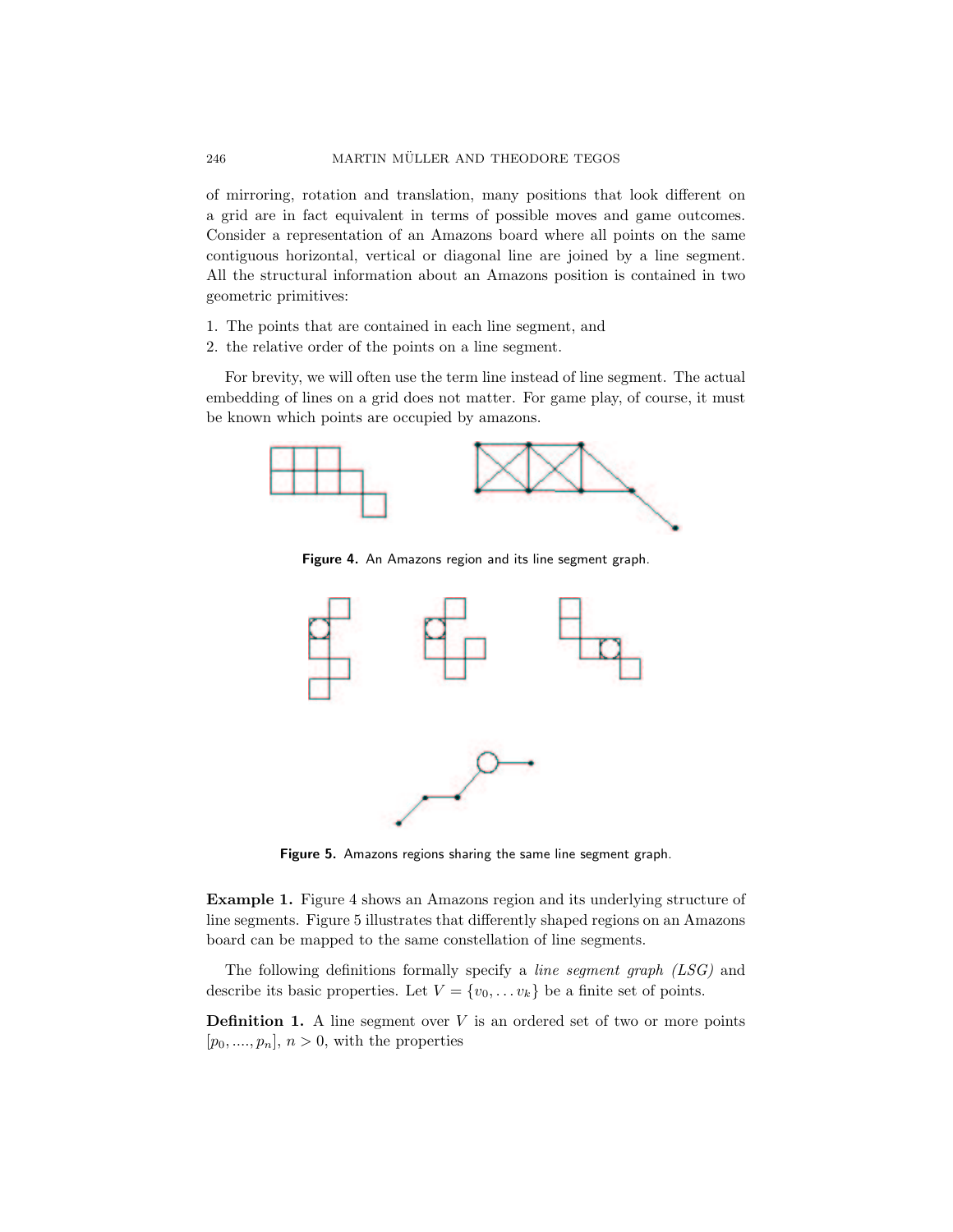of mirroring, rotation and translation, many positions that look different on a grid are in fact equivalent in terms of possible moves and game outcomes. Consider a representation of an Amazons board where all points on the same contiguous horizontal, vertical or diagonal line are joined by a line segment. All the structural information about an Amazons position is contained in two geometric primitives:

1. The points that are contained in each line segment, and
2. the relative order of the points on a line segment.

For brevity, we will often use the term line instead of line segment. The actual embedding of lines on a grid does not matter. For game play, of course, it must be known which points are occupied by amazons.

**Figure 4.** An Amazons region and its line segment graph.

**Figure 5.** Amazons regions sharing the same line segment graph.

**Example 1.** Figure 4 shows an Amazons region and its underlying structure of line segments. Figure 5 illustrates that differently shaped regions on an Amazons board can be mapped to the same constellation of line segments.

The following definitions formally specify a *line segment graph (LSG)* and describe its basic properties. Let $V = \{v_0, \ldots v_k\}$ be a finite set of points.

**Definition 1.** A line segment over $V$ is an ordered set of two or more points $[p_0, ...., p_n]$, $n > 0$, with the properties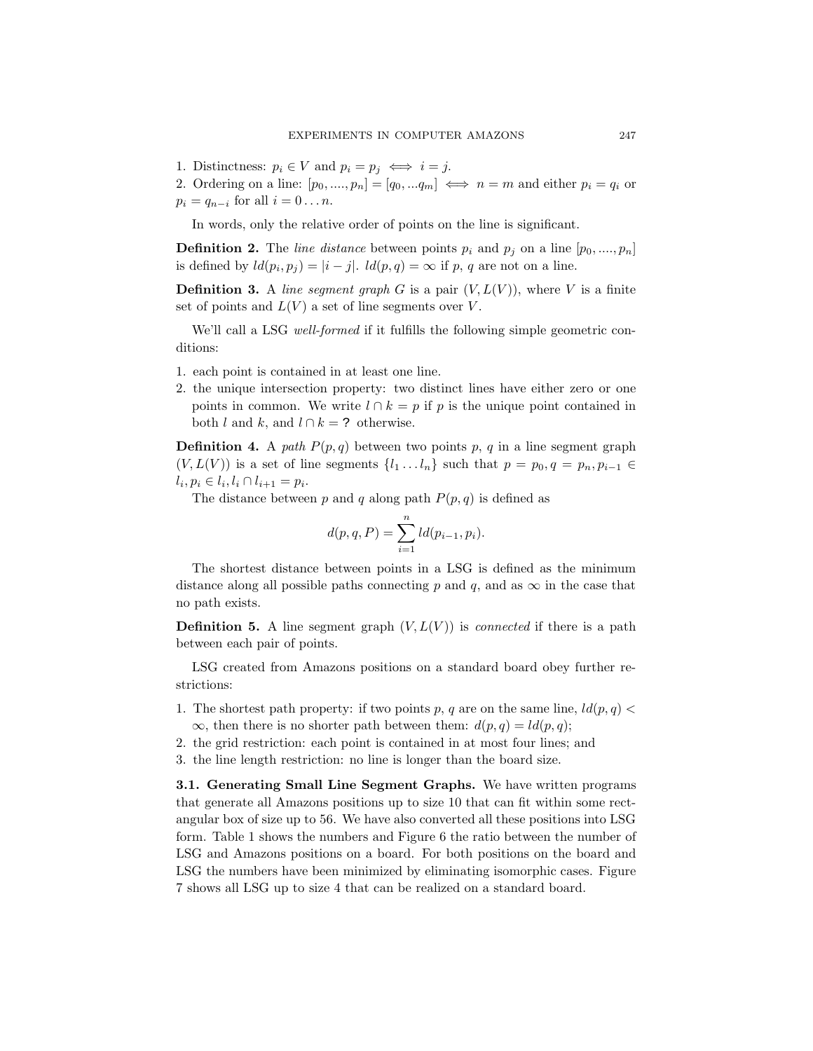1. Distinctness: $p_i \in V$ and $p_i = p_j \iff i = j$.
2. Ordering on a line: $[p_0, ...., p_n] = [q_0, ...q_m] \iff n = m$ and either $p_i = q_i$ or $p_i = q_{n-i}$ for all $i = 0 \dots n$.

In words, only the relative order of points on the line is significant.

**Definition 2.** The *line distance* between points $p_i$ and $p_j$ on a line $[p_0, ...., p_n]$ is defined by $ld(p_i, p_j) = |i - j|$. $ld(p, q) = \infty$ if $p$, $q$ are not on a line.

**Definition 3.** A *line segment graph* $G$ is a pair $(V, L(V))$, where $V$ is a finite set of points and $L(V)$ a set of line segments over $V$.

We'll call a LSG *well-formed* if it fulfills the following simple geometric conditions:

1. each point is contained in at least one line.
2. the unique intersection property: two distinct lines have either zero or one points in common. We write $l \cap k = p$ if $p$ is the unique point contained in both $l$ and $k$, and $l \cap k = \textbf{?}$ otherwise.

**Definition 4.** A *path* $P(p, q)$ between two points $p$, $q$ in a line segment graph $(V, L(V))$ is a set of line segments $\{l_1 \dots l_n\}$ such that $p = p_0, q = p_n, p_{i-1} \in l_i, p_i \in l_i, l_i \cap l_{i+1} = p_i$.

The distance between $p$ and $q$ along path $P(p, q)$ is defined as

$$d(p, q, P) = \sum_{i=1}^{n} ld(p_{i-1}, p_i).$$

The shortest distance between points in a LSG is defined as the minimum distance along all possible paths connecting $p$ and $q$, and as $\infty$ in the case that no path exists.

**Definition 5.** A line segment graph $(V, L(V))$ is *connected* if there is a path between each pair of points.

LSG created from Amazons positions on a standard board obey further restrictions:

1. The shortest path property: if two points $p$, $q$ are on the same line, $ld(p, q) < \infty$, then there is no shorter path between them: $d(p, q) = ld(p, q)$;
2. the grid restriction: each point is contained in at most four lines; and
3. the line length restriction: no line is longer than the board size.

**3.1. Generating Small Line Segment Graphs.** We have written programs that generate all Amazons positions up to size 10 that can fit within some rectangular box of size up to 56. We have also converted all these positions into LSG form. Table 1 shows the numbers and Figure 6 the ratio between the number of LSG and Amazons positions on a board. For both positions on the board and LSG the numbers have been minimized by eliminating isomorphic cases. Figure 7 shows all LSG up to size 4 that can be realized on a standard board.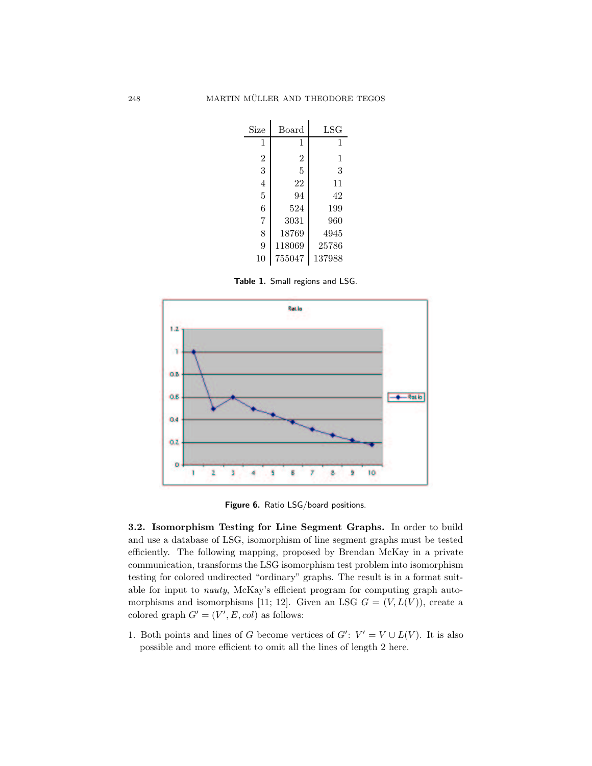| Size | Board | LSG |
|---|---|---|
| 1 | 1 | 1 |
| 2 | 2 | 1 |
| 3 | 5 | 3 |
| 4 | 22 | 11 |
| 5 | 94 | 42 |
| 6 | 524 | 199 |
| 7 | 3031 | 960 |
| 8 | 18769 | 4945 |
| 9 | 118069 | 25786 |
| 10 | 755047 | 137988 |

**Table 1.** Small regions and LSG.

**Figure 6.** Ratio LSG/board positions.

**3.2. Isomorphism Testing for Line Segment Graphs.** In order to build and use a database of LSG, isomorphism of line segment graphs must be tested efficiently. The following mapping, proposed by Brendan McKay in a private communication, transforms the LSG isomorphism test problem into isomorphism testing for colored undirected "ordinary" graphs. The result is in a format suitable for input to *nauty*, McKay's efficient program for computing graph automorphisms and isomorphisms [11; 12]. Given an LSG $G = (V, L(V))$, create a colored graph $G' = (V', E, col)$ as follows:

1. Both points and lines of $G$ become vertices of $G'$: $V' = V \cup L(V)$. It is also possible and more efficient to omit all the lines of length 2 here.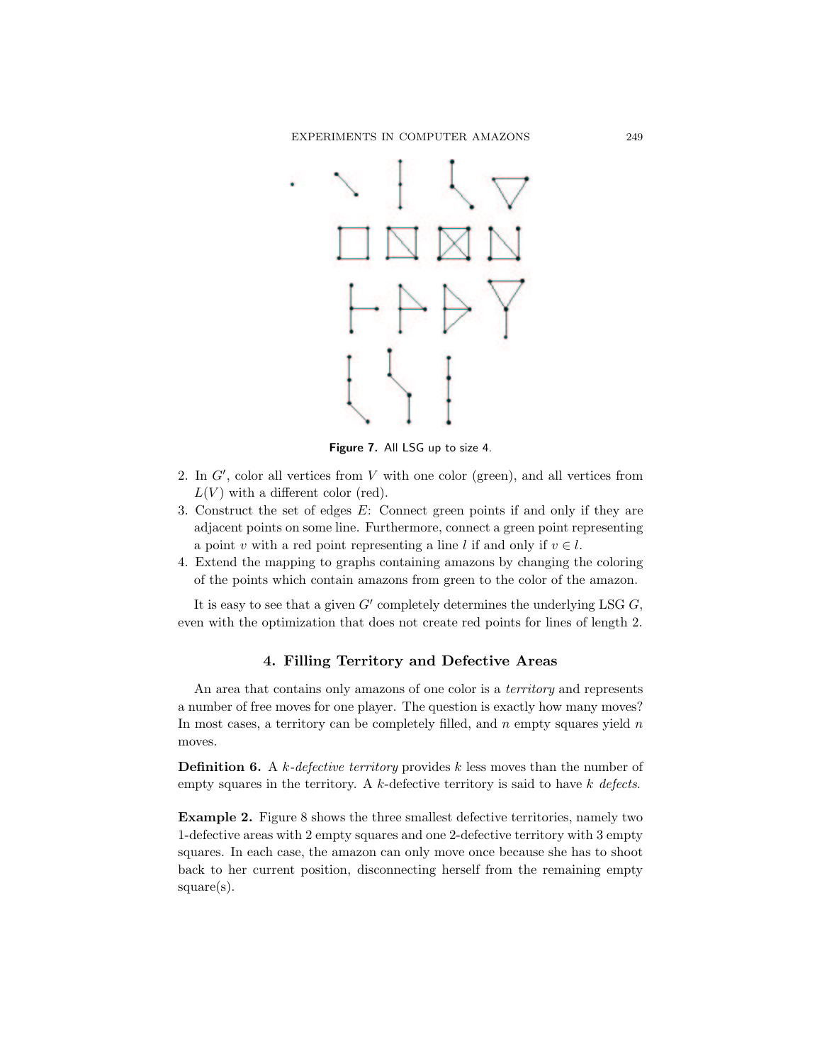Figure 7. All LSG up to size 4.

2. In $G'$, color all vertices from $V$ with one color (green), and all vertices from $L(V)$ with a different color (red).
3. Construct the set of edges $E$: Connect green points if and only if they are adjacent points on some line. Furthermore, connect a green point representing a point $v$ with a red point representing a line $l$ if and only if $v \in l$.
4. Extend the mapping to graphs containing amazons by changing the coloring of the points which contain amazons from green to the color of the amazon.

It is easy to see that a given $G'$ completely determines the underlying LSG $G$, even with the optimization that does not create red points for lines of length 2.

## 4. Filling Territory and Defective Areas

An area that contains only amazons of one color is a *territory* and represents a number of free moves for one player. The question is exactly how many moves? In most cases, a territory can be completely filled, and $n$ empty squares yield $n$ moves.

**Definition 6.** A *k-defective territory* provides $k$ less moves than the number of empty squares in the territory. A $k$-defective territory is said to have $k$ *defects*.

**Example 2.** Figure 8 shows the three smallest defective territories, namely two 1-defective areas with 2 empty squares and one 2-defective territory with 3 empty squares. In each case, the amazon can only move once because she has to shoot back to her current position, disconnecting herself from the remaining empty square(s).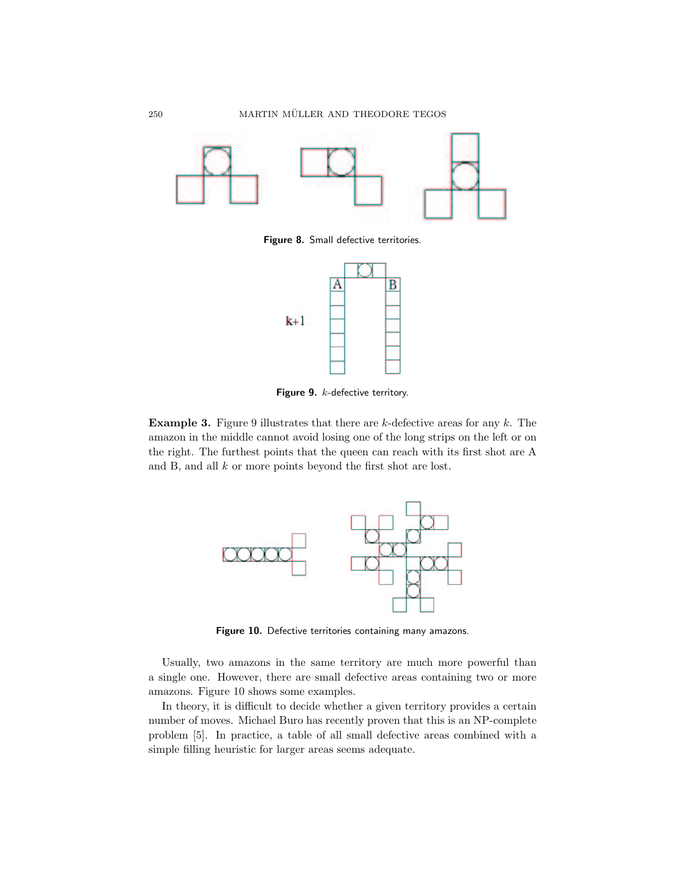Figure 8. Small defective territories.

Figure 9. $k$-defective territory.

**Example 3.** Figure 9 illustrates that there are $k$-defective areas for any $k$. The amazon in the middle cannot avoid losing one of the long strips on the left or on the right. The furthest points that the queen can reach with its first shot are A and B, and all $k$ or more points beyond the first shot are lost.

Figure 10. Defective territories containing many amazons.

Usually, two amazons in the same territory are much more powerful than a single one. However, there are small defective areas containing two or more amazons. Figure 10 shows some examples.

In theory, it is difficult to decide whether a given territory provides a certain number of moves. Michael Buro has recently proven that this is an NP-complete problem [5]. In practice, a table of all small defective areas combined with a simple filling heuristic for larger areas seems adequate.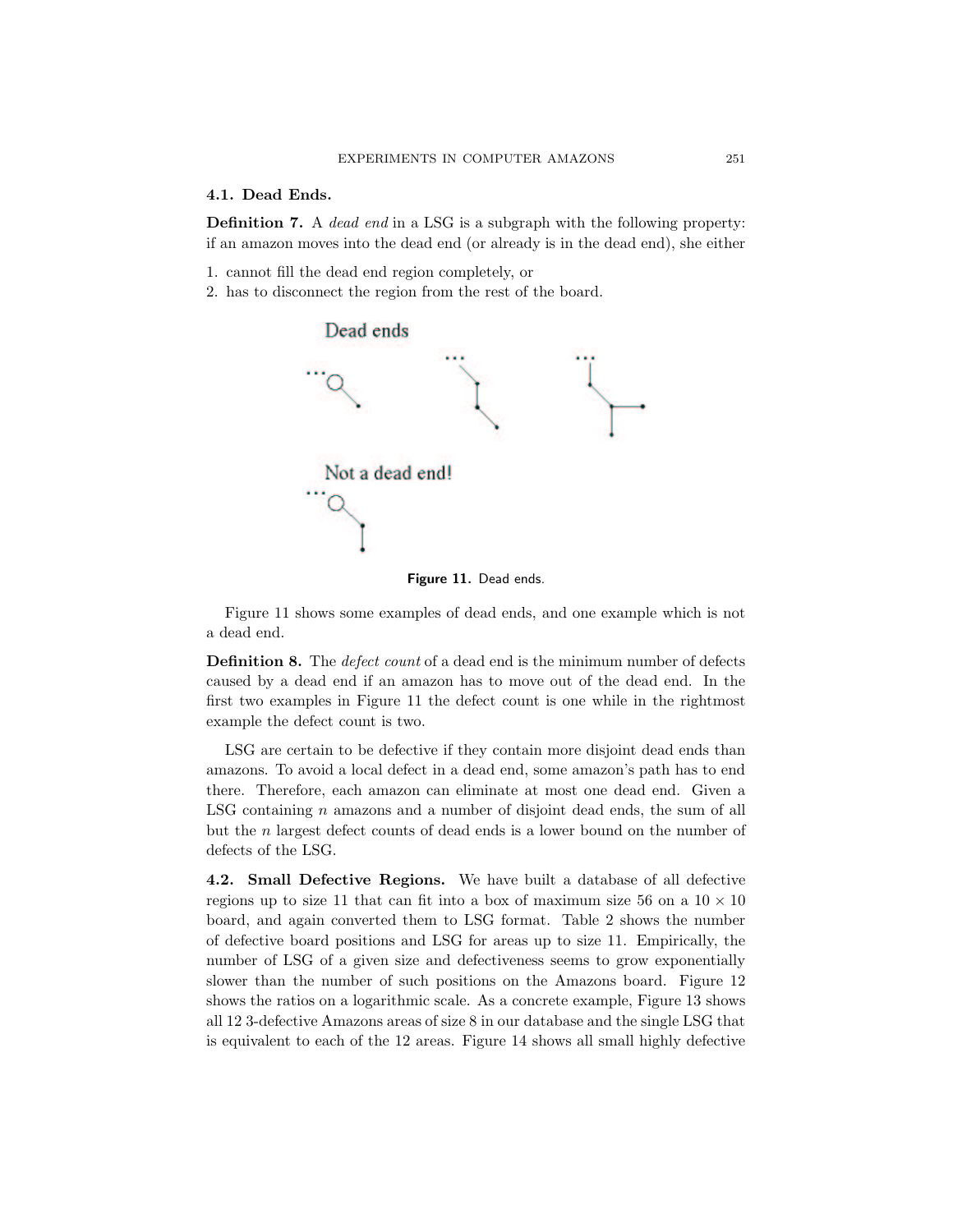### 4.1. Dead Ends.

**Definition 7.** A *dead end* in a LSG is a subgraph with the following property: if an amazon moves into the dead end (or already is in the dead end), she either

1. cannot fill the dead end region completely, or
2. has to disconnect the region from the rest of the board.

**Figure 11.** Dead ends.

Figure 11 shows some examples of dead ends, and one example which is not a dead end.

**Definition 8.** The *defect count* of a dead end is the minimum number of defects caused by a dead end if an amazon has to move out of the dead end. In the first two examples in Figure 11 the defect count is one while in the rightmost example the defect count is two.

LSG are certain to be defective if they contain more disjoint dead ends than amazons. To avoid a local defect in a dead end, some amazon's path has to end there. Therefore, each amazon can eliminate at most one dead end. Given a LSG containing $n$ amazons and a number of disjoint dead ends, the sum of all but the $n$ largest defect counts of dead ends is a lower bound on the number of defects of the LSG.

**4.2. Small Defective Regions.** We have built a database of all defective regions up to size 11 that can fit into a box of maximum size 56 on a $10 \times 10$ board, and again converted them to LSG format. Table 2 shows the number of defective board positions and LSG for areas up to size 11. Empirically, the number of LSG of a given size and defectiveness seems to grow exponentially slower than the number of such positions on the Amazons board. Figure 12 shows the ratios on a logarithmic scale. As a concrete example, Figure 13 shows all 12 3-defective Amazons areas of size 8 in our database and the single LSG that is equivalent to each of the 12 areas. Figure 14 shows all small highly defective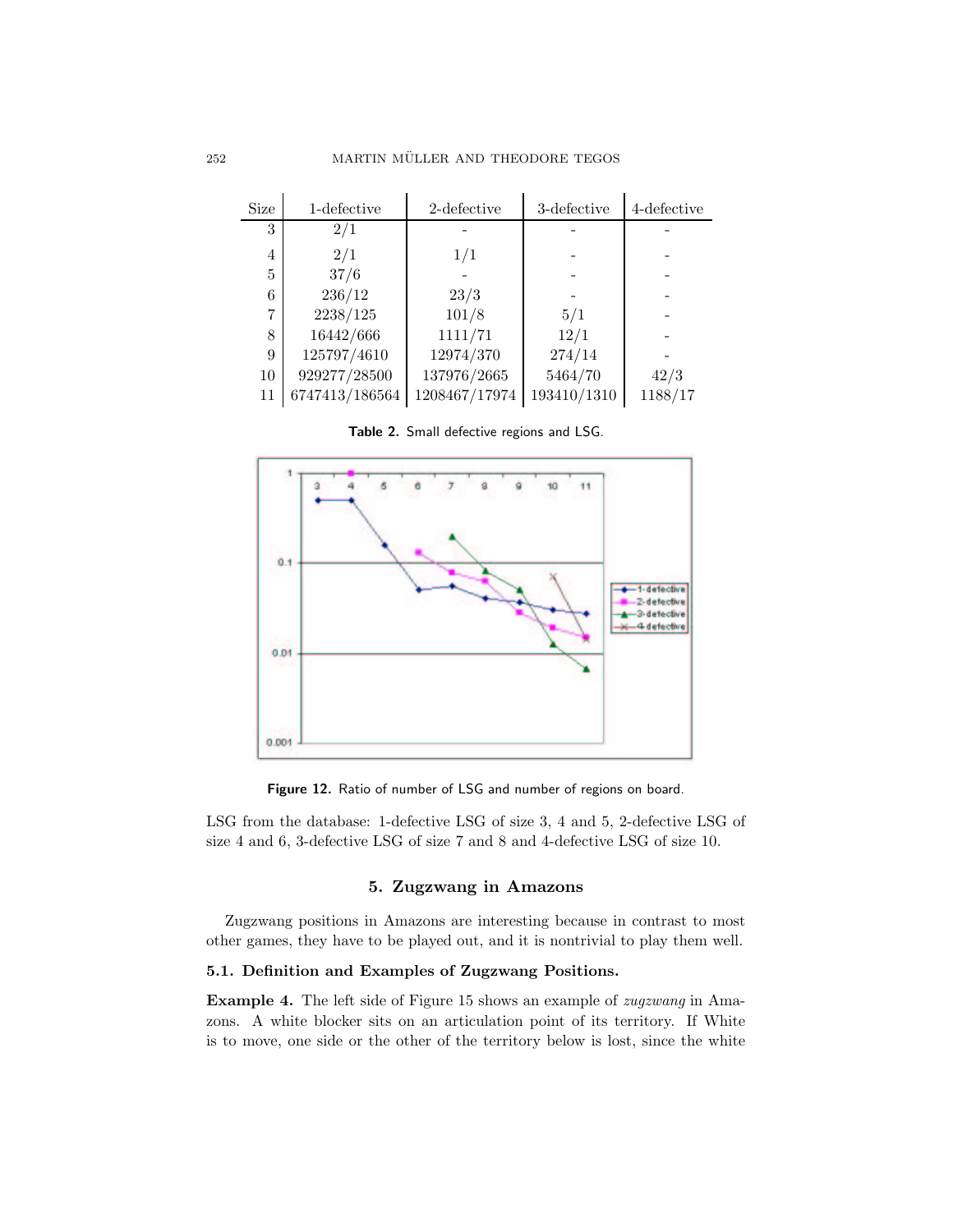| Size | 1-defective | 2-defective | 3-defective | 4-defective |
|---|---|---|---|---|
| 3 | 2/1 | - | - | - |
| 4 | 2/1 | 1/1 | - | - |
| 5 | 37/6 | - | - | - |
| 6 | 236/12 | 23/3 | - | - |
| 7 | 2238/125 | 101/8 | 5/1 | - |
| 8 | 16442/666 | 1111/71 | 12/1 | - |
| 9 | 125797/4610 | 12974/370 | 274/14 | - |
| 10 | 929277/28500 | 137976/2665 | 5464/70 | 42/3 |
| 11 | 6747413/186564 | 1208467/17974 | 193410/1310 | 1188/17 |

**Table 2.** Small defective regions and LSG.

**Figure 12.** Ratio of number of LSG and number of regions on board.

LSG from the database: 1-defective LSG of size 3, 4 and 5, 2-defective LSG of size 4 and 6, 3-defective LSG of size 7 and 8 and 4-defective LSG of size 10.

## 5. Zugzwang in Amazons

Zugzwang positions in Amazons are interesting because in contrast to most other games, they have to be played out, and it is nontrivial to play them well.

### 5.1. Definition and Examples of Zugzwang Positions.

**Example 4.** The left side of Figure 15 shows an example of *zugzwang* in Amazons. A white blocker sits on an articulation point of its territory. If White is to move, one side or the other of the territory below is lost, since the white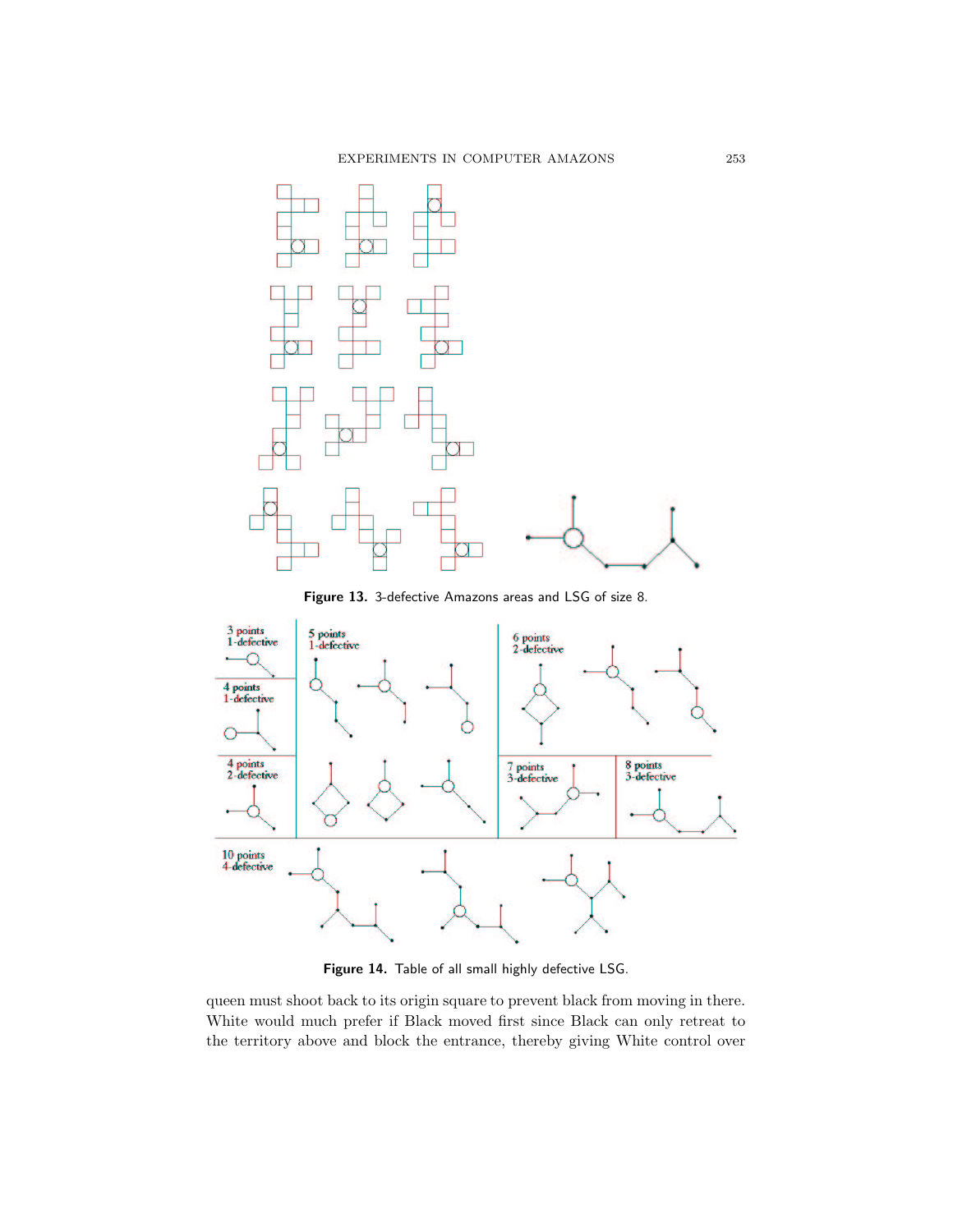Figure 13. 3-defective Amazons areas and LSG of size 8.

Figure 14. Table of all small highly defective LSG.

queen must shoot back to its origin square to prevent black from moving in there. White would much prefer if Black moved first since Black can only retreat to the territory above and block the entrance, thereby giving White control over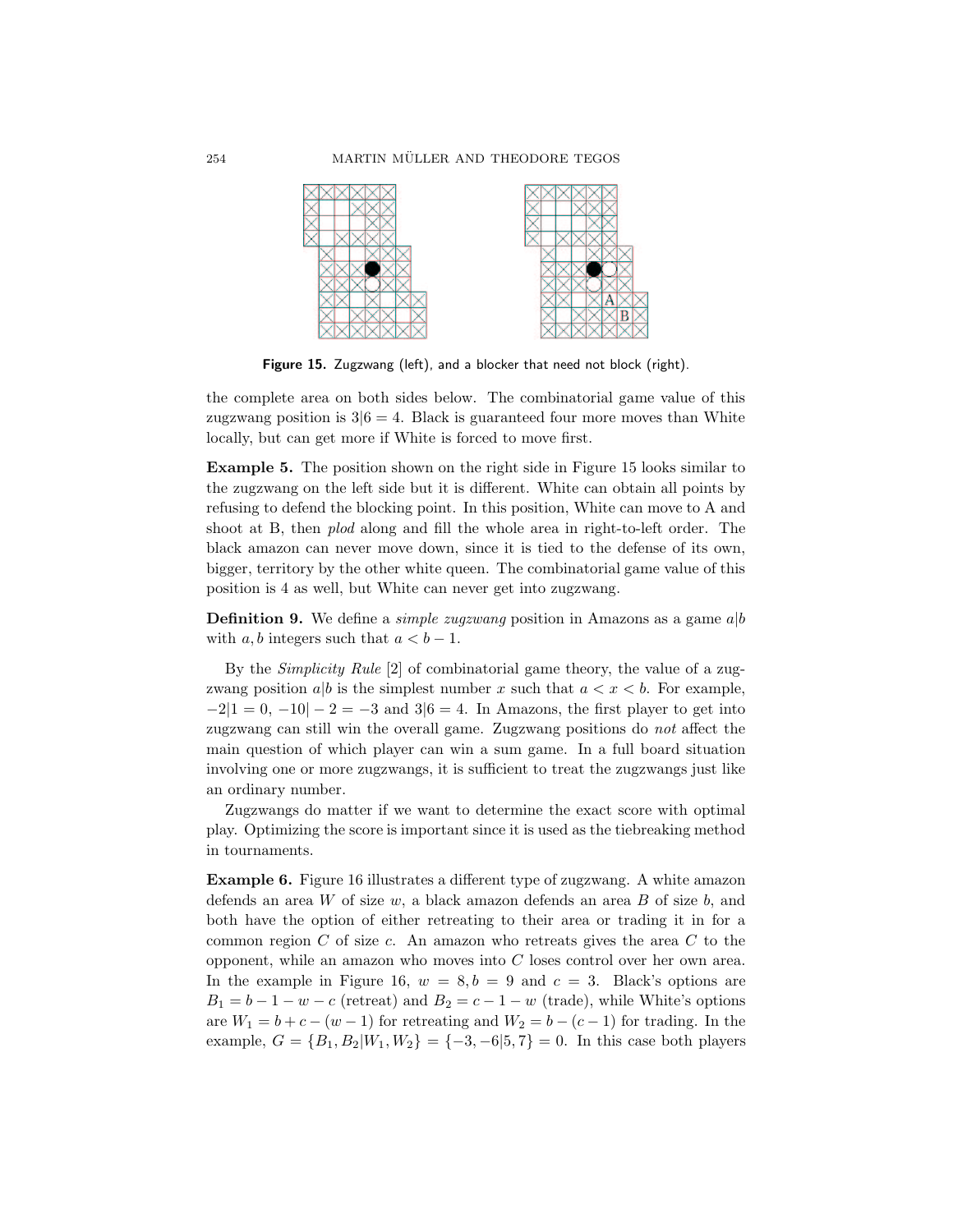**Figure 15.** Zugzwang (left), and a blocker that need not block (right).

the complete area on both sides below. The combinatorial game value of this zugzwang position is $3|6 = 4$. Black is guaranteed four more moves than White locally, but can get more if White is forced to move first.

**Example 5.** The position shown on the right side in Figure 15 looks similar to the zugzwang on the left side but it is different. White can obtain all points by refusing to defend the blocking point. In this position, White can move to A and shoot at B, then *plod* along and fill the whole area in right-to-left order. The black amazon can never move down, since it is tied to the defense of its own, bigger, territory by the other white queen. The combinatorial game value of this position is 4 as well, but White can never get into zugzwang.

**Definition 9.** We define a *simple zugzwang* position in Amazons as a game $a|b$ with $a, b$ integers such that $a < b - 1$.

By the *Simplicity Rule* [2] of combinatorial game theory, the value of a zugzwang position $a|b$ is the simplest number $x$ such that $a < x < b$. For example, $-2|1 = 0$, $-10|-2 = -3$ and $3|6 = 4$. In Amazons, the first player to get into zugzwang can still win the overall game. Zugzwang positions do *not* affect the main question of which player can win a sum game. In a full board situation involving one or more zugzwangs, it is sufficient to treat the zugzwangs just like an ordinary number.

Zugzwangs do matter if we want to determine the exact score with optimal play. Optimizing the score is important since it is used as the tiebreaking method in tournaments.

**Example 6.** Figure 16 illustrates a different type of zugzwang. A white amazon defends an area $W$ of size $w$, a black amazon defends an area $B$ of size $b$, and both have the option of either retreating to their area or trading it in for a common region $C$ of size $c$. An amazon who retreats gives the area $C$ to the opponent, while an amazon who moves into $C$ loses control over her own area. In the example in Figure 16, $w = 8, b = 9$ and $c = 3$. Black's options are $B_1 = b - 1 - w - c$ (retreat) and $B_2 = c - 1 - w$ (trade), while White's options are $W_1 = b + c - (w - 1)$ for retreating and $W_2 = b - (c - 1)$ for trading. In the example, $G = \{B_1, B_2 | W_1, W_2\} = \{-3, -6 | 5, 7\} = 0$. In this case both players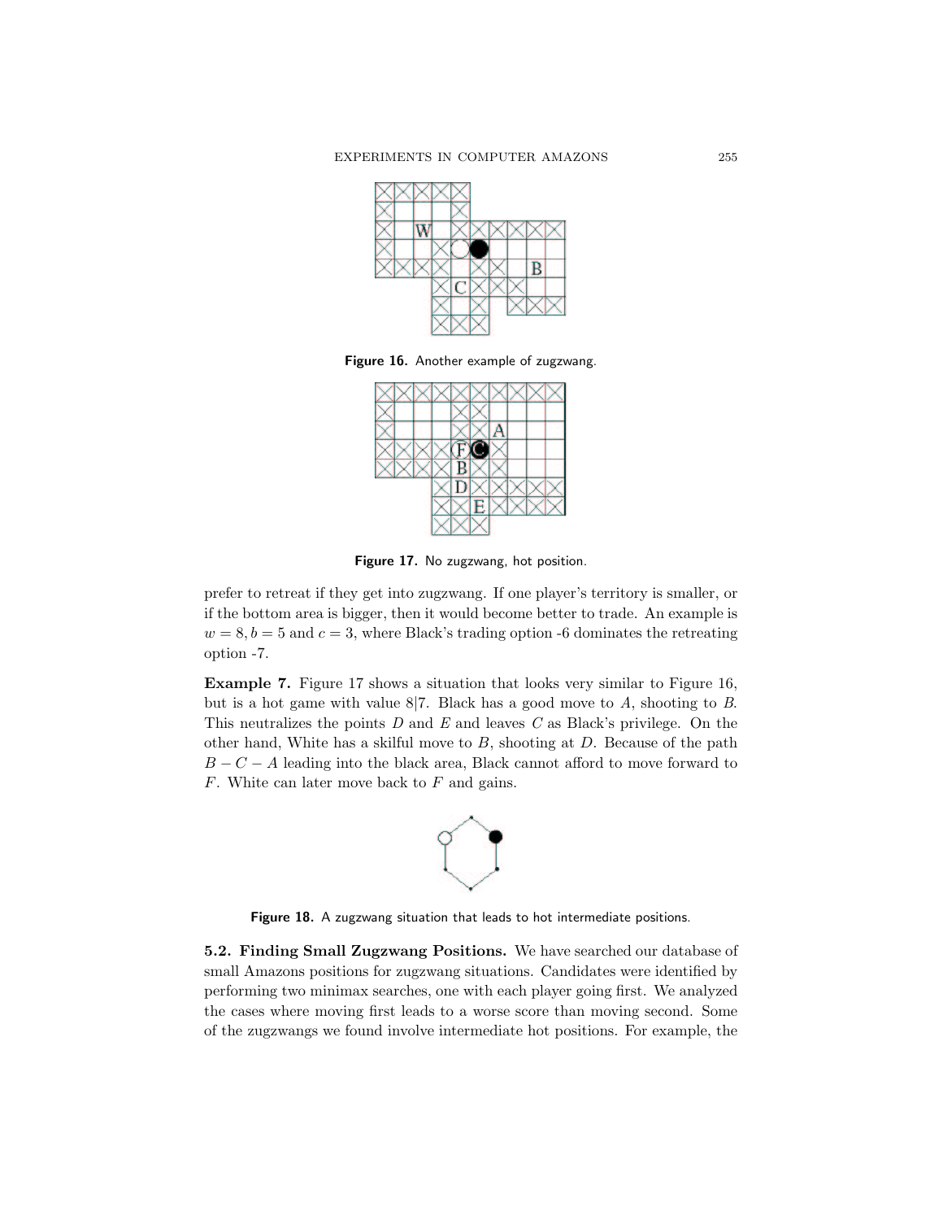Figure 16. Another example of zugzwang.

Figure 17. No zugzwang, hot position.

prefer to retreat if they get into zugzwang. If one player's territory is smaller, or if the bottom area is bigger, then it would become better to trade. An example is $w = 8, b = 5$ and $c = 3$, where Black's trading option -6 dominates the retreating option -7.

**Example 7.** Figure 17 shows a situation that looks very similar to Figure 16, but is a hot game with value $8|7$. Black has a good move to $A$, shooting to $B$. This neutralizes the points $D$ and $E$ and leaves $C$ as Black's privilege. On the other hand, White has a skilful move to $B$, shooting at $D$. Because of the path $B - C - A$ leading into the black area, Black cannot afford to move forward to $F$. White can later move back to $F$ and gains.

Figure 18. A zugzwang situation that leads to hot intermediate positions.

**5.2. Finding Small Zugzwang Positions.** We have searched our database of small Amazons positions for zugzwang situations. Candidates were identified by performing two minimax searches, one with each player going first. We analyzed the cases where moving first leads to a worse score than moving second. Some of the zugzwangs we found involve intermediate hot positions. For example, the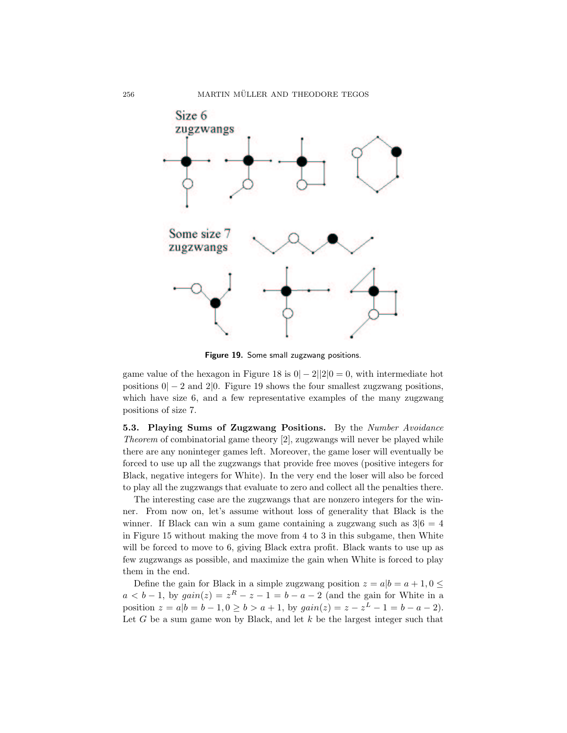Figure 19. Some small zugzwang positions.

game value of the hexagon in Figure 18 is $0| -2||2|0 = 0$, with intermediate hot positions $0| -2$ and $2|0$. Figure 19 shows the four smallest zugzwang positions, which have size 6, and a few representative examples of the many zugzwang positions of size 7.

### 5.3. Playing Sums of Zugzwang Positions.

By the *Number Avoidance Theorem* of combinatorial game theory [2], zugzwangs will never be played while there are any noninteger games left. Moreover, the game loser will eventually be forced to use up all the zugzwangs that provide free moves (positive integers for Black, negative integers for White). In the very end the loser will also be forced to play all the zugzwangs that evaluate to zero and collect all the penalties there.

The interesting case are the zugzwangs that are nonzero integers for the winner. From now on, let's assume without loss of generality that Black is the winner. If Black can win a sum game containing a zugzwang such as $3|6 = 4$ in Figure 15 without making the move from 4 to 3 in this subgame, then White will be forced to move to 6, giving Black extra profit. Black wants to use up as few zugzwangs as possible, and maximize the gain when White is forced to play them in the end.

Define the gain for Black in a simple zugzwang position $z = a|b = a+1, 0 \leq a < b-1$, by $gain(z) = z^R - z - 1 = b - a - 2$ (and the gain for White in a position $z = a|b = b-1, 0 \geq b > a+1$, by $gain(z) = z - z^L - 1 = b - a - 2$). Let $G$ be a sum game won by Black, and let $k$ be the largest integer such that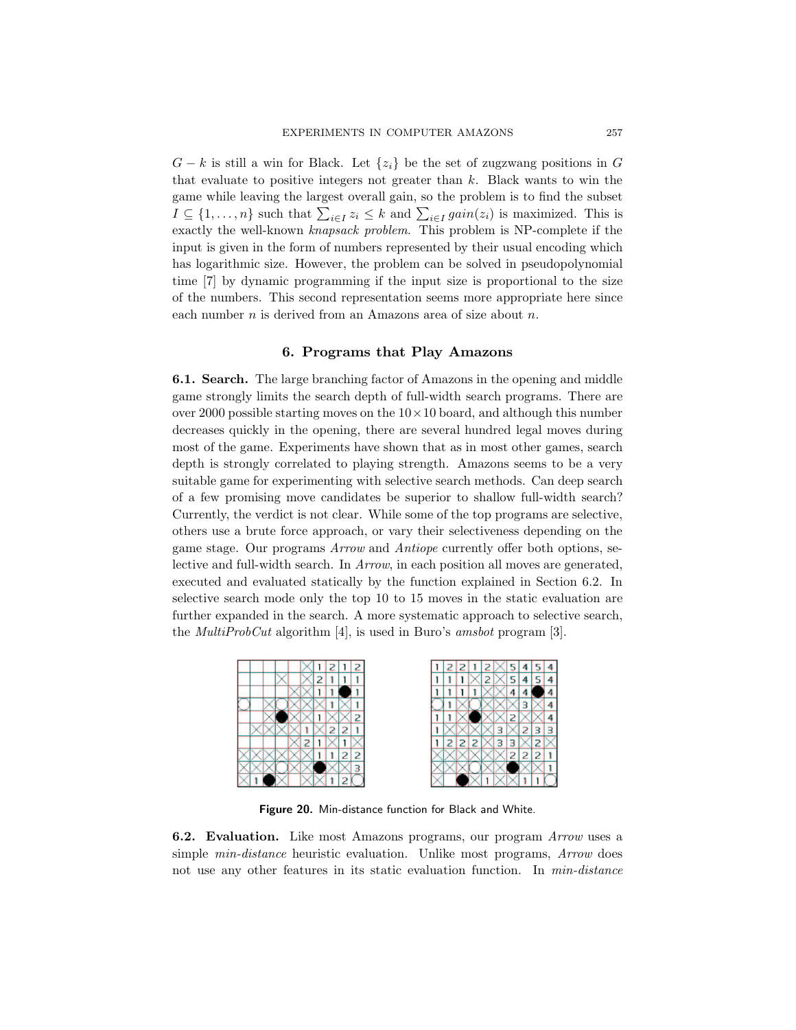$G - k$ is still a win for Black. Let $\{z_i\}$ be the set of zugzwang positions in $G$ that evaluate to positive integers not greater than $k$. Black wants to win the game while leaving the largest overall gain, so the problem is to find the subset $I \subseteq \{1, \ldots, n\}$ such that $\sum_{i \in I} z_i \leq k$ and $\sum_{i \in I} gain(z_i)$ is maximized. This is exactly the well-known *knapsack problem*. This problem is NP-complete if the input is given in the form of numbers represented by their usual encoding which has logarithmic size. However, the problem can be solved in pseudopolynomial time [7] by dynamic programming if the input size is proportional to the size of the numbers. This second representation seems more appropriate here since each number $n$ is derived from an Amazons area of size about $n$.

## 6. Programs that Play Amazons

**6.1. Search.** The large branching factor of Amazons in the opening and middle game strongly limits the search depth of full-width search programs. There are over 2000 possible starting moves on the $10 \times 10$ board, and although this number decreases quickly in the opening, there are several hundred legal moves during most of the game. Experiments have shown that as in most other games, search depth is strongly correlated to playing strength. Amazons seems to be a very suitable game for experimenting with selective search methods. Can deep search of a few promising move candidates be superior to shallow full-width search? Currently, the verdict is not clear. While some of the top programs are selective, others use a brute force approach, or vary their selectiveness depending on the game stage. Our programs *Arrow* and *Antiope* currently offer both options, selective and full-width search. In *Arrow*, in each position all moves are generated, executed and evaluated statically by the function explained in Section 6.2. In selective search mode only the top 10 to 15 moves in the static evaluation are further expanded in the search. A more systematic approach to selective search, the *MultiProbCut* algorithm [4], is used in Buro's *amsbot* program [3].

**Figure 20.** Min-distance function for Black and White.

**6.2. Evaluation.** Like most Amazons programs, our program *Arrow* uses a simple *min-distance* heuristic evaluation. Unlike most programs, *Arrow* does not use any other features in its static evaluation function. In *min-distance*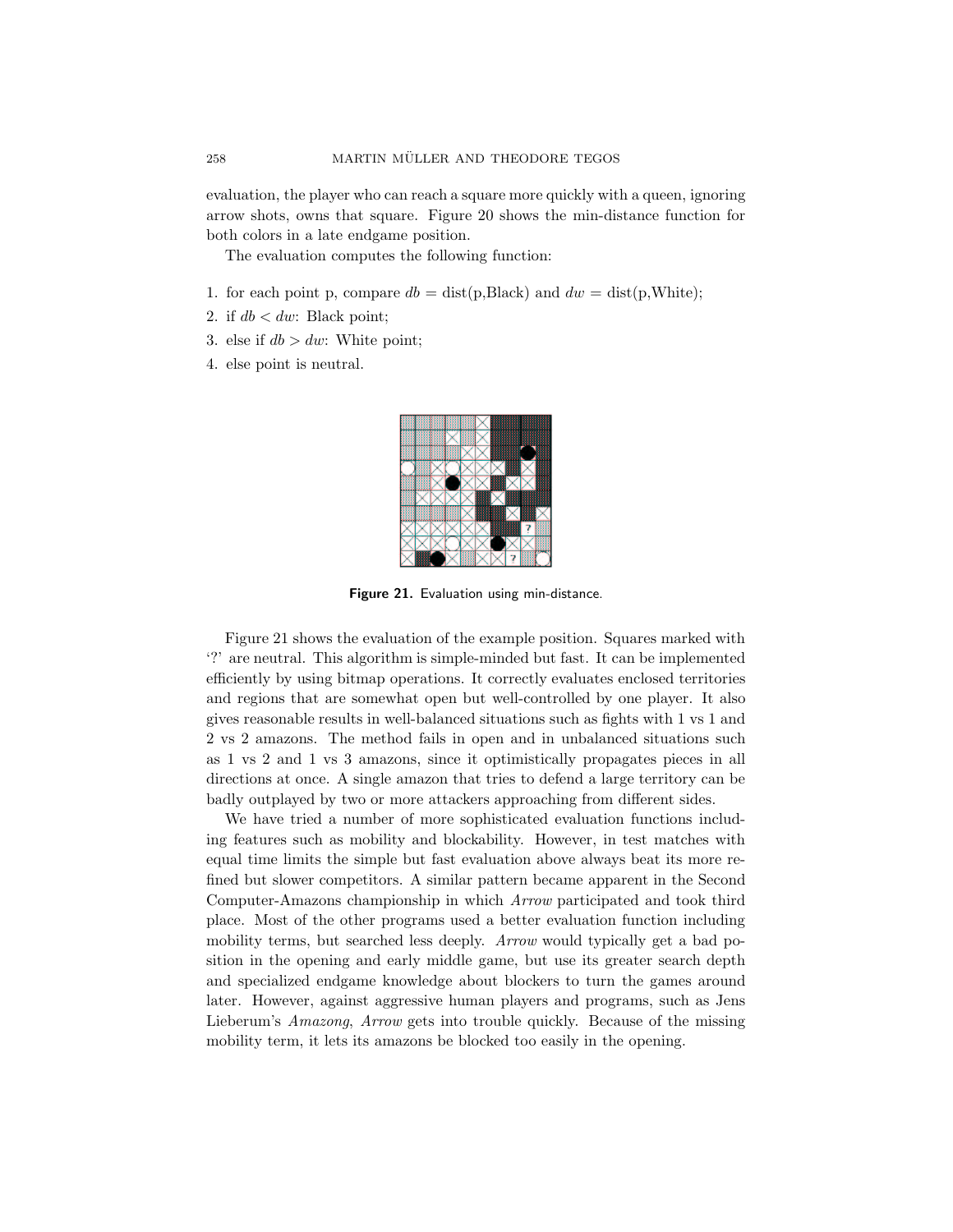evaluation, the player who can reach a square more quickly with a queen, ignoring arrow shots, owns that square. Figure 20 shows the min-distance function for both colors in a late endgame position.

The evaluation computes the following function:

1. for each point p, compare $db$ = dist(p,Black) and $dw$ = dist(p,White);
2. if $db < dw$: Black point;
3. else if $db > dw$: White point;
4. else point is neutral.

**Figure 21.** Evaluation using min-distance.

Figure 21 shows the evaluation of the example position. Squares marked with '?' are neutral. This algorithm is simple-minded but fast. It can be implemented efficiently by using bitmap operations. It correctly evaluates enclosed territories and regions that are somewhat open but well-controlled by one player. It also gives reasonable results in well-balanced situations such as fights with 1 vs 1 and 2 vs 2 amazons. The method fails in open and in unbalanced situations such as 1 vs 2 and 1 vs 3 amazons, since it optimistically propagates pieces in all directions at once. A single amazon that tries to defend a large territory can be badly outplayed by two or more attackers approaching from different sides.

We have tried a number of more sophisticated evaluation functions including features such as mobility and blockability. However, in test matches with equal time limits the simple but fast evaluation above always beat its more refined but slower competitors. A similar pattern became apparent in the Second Computer-Amazons championship in which *Arrow* participated and took third place. Most of the other programs used a better evaluation function including mobility terms, but searched less deeply. *Arrow* would typically get a bad position in the opening and early middle game, but use its greater search depth and specialized endgame knowledge about blockers to turn the games around later. However, against aggressive human players and programs, such as Jens Lieberum's *Amazong*, *Arrow* gets into trouble quickly. Because of the missing mobility term, it lets its amazons be blocked too easily in the opening.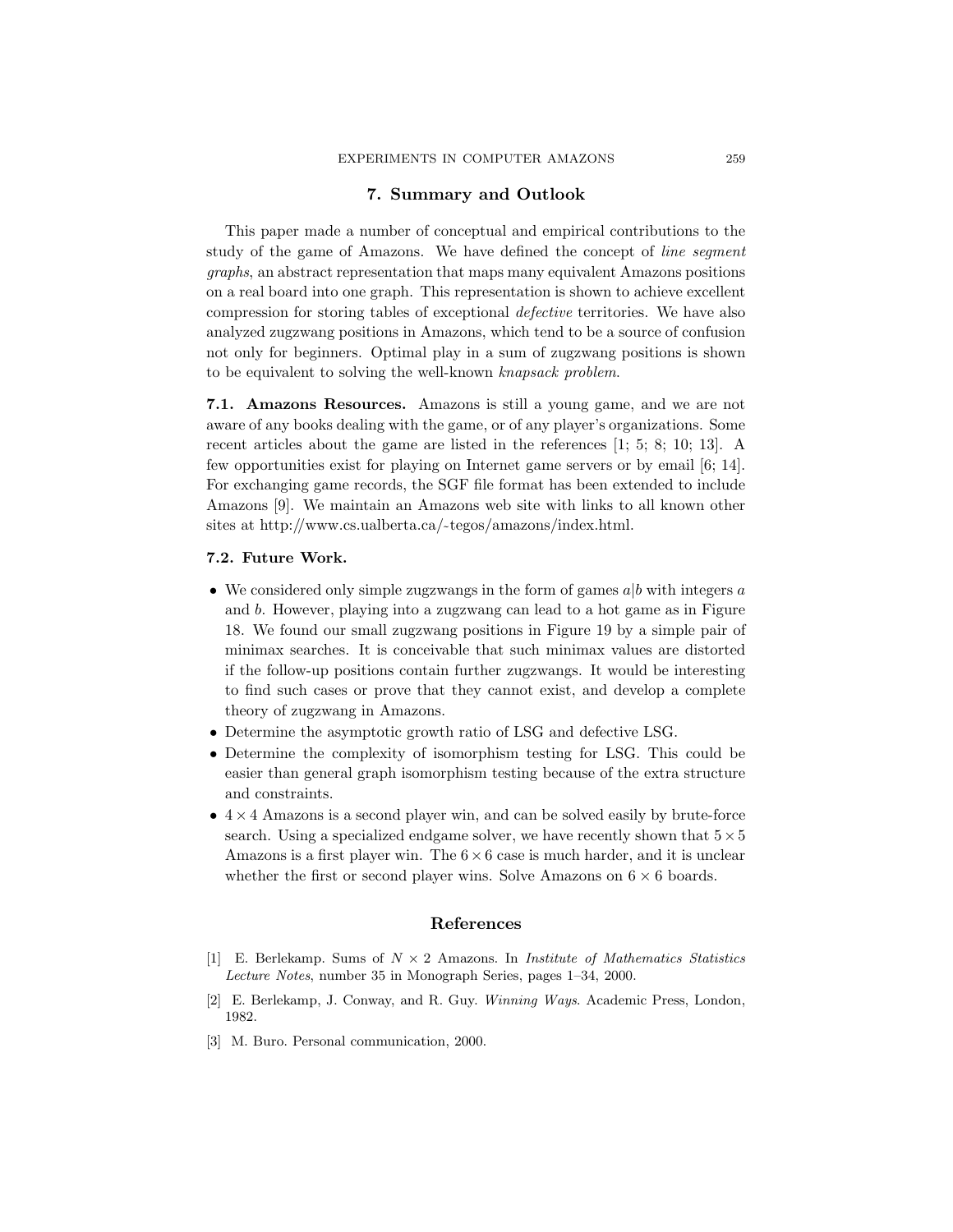## 7. Summary and Outlook

This paper made a number of conceptual and empirical contributions to the study of the game of Amazons. We have defined the concept of *line segment graphs*, an abstract representation that maps many equivalent Amazons positions on a real board into one graph. This representation is shown to achieve excellent compression for storing tables of exceptional *defective* territories. We have also analyzed zugzwang positions in Amazons, which tend to be a source of confusion not only for beginners. Optimal play in a sum of zugzwang positions is shown to be equivalent to solving the well-known *knapsack problem*.

**7.1. Amazons Resources.** Amazons is still a young game, and we are not aware of any books dealing with the game, or of any player's organizations. Some recent articles about the game are listed in the references [1; 5; 8; 10; 13]. A few opportunities exist for playing on Internet game servers or by email [6; 14]. For exchanging game records, the SGF file format has been extended to include Amazons [9]. We maintain an Amazons web site with links to all known other sites at http://www.cs.ualberta.ca/~tegos/amazons/index.html.

**7.2. Future Work.**

- We considered only simple zugzwangs in the form of games $a|b$ with integers $a$ and $b$. However, playing into a zugzwang can lead to a hot game as in Figure 18. We found our small zugzwang positions in Figure 19 by a simple pair of minimax searches. It is conceivable that such minimax values are distorted if the follow-up positions contain further zugzwangs. It would be interesting to find such cases or prove that they cannot exist, and develop a complete theory of zugzwang in Amazons.
- Determine the asymptotic growth ratio of LSG and defective LSG.
- Determine the complexity of isomorphism testing for LSG. This could be easier than general graph isomorphism testing because of the extra structure and constraints.
- $4 \times 4$ Amazons is a second player win, and can be solved easily by brute-force search. Using a specialized endgame solver, we have recently shown that $5 \times 5$ Amazons is a first player win. The $6 \times 6$ case is much harder, and it is unclear whether the first or second player wins. Solve Amazons on $6 \times 6$ boards.

## References

[1] E. Berlekamp. Sums of $N \times 2$ Amazons. In *Institute of Mathematics Statistics Lecture Notes*, number 35 in Monograph Series, pages 1–34, 2000.

[2] E. Berlekamp, J. Conway, and R. Guy. *Winning Ways*. Academic Press, London, 1982.

[3] M. Buro. Personal communication, 2000.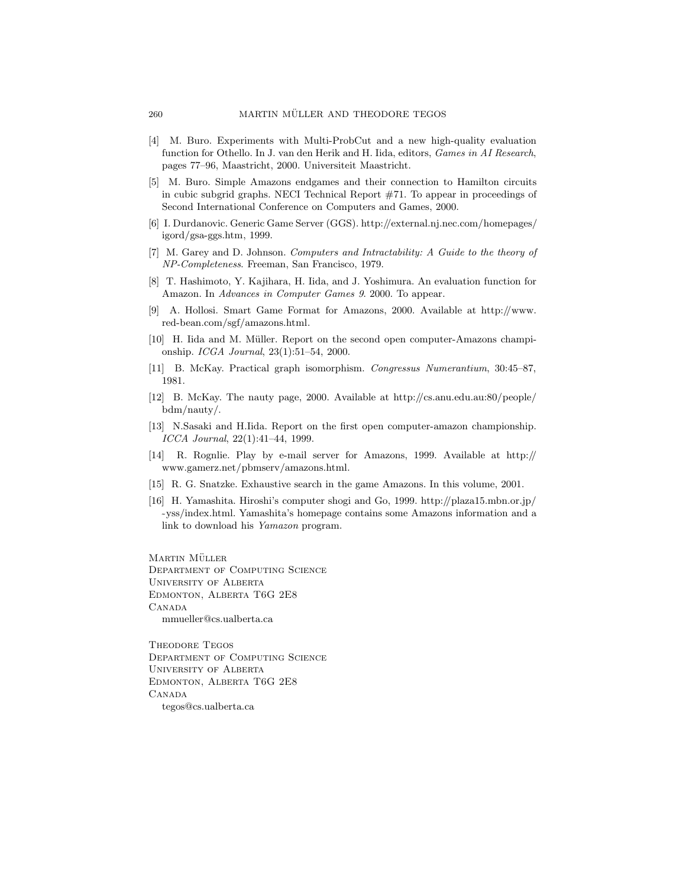[4] M. Buro. Experiments with Multi-ProbCut and a new high-quality evaluation function for Othello. In J. van den Herik and H. Iida, editors, *Games in AI Research*, pages 77–96, Maastricht, 2000. Universiteit Maastricht.

[5] M. Buro. Simple Amazons endgames and their connection to Hamilton circuits in cubic subgrid graphs. NECI Technical Report #71. To appear in proceedings of Second International Conference on Computers and Games, 2000.

[6] I. Durdanovic. Generic Game Server (GGS). http://external.nj.nec.com/homepages/igord/gsa-ggs.htm, 1999.

[7] M. Garey and D. Johnson. *Computers and Intractability: A Guide to the theory of NP-Completeness*. Freeman, San Francisco, 1979.

[8] T. Hashimoto, Y. Kajihara, H. Iida, and J. Yoshimura. An evaluation function for Amazon. In *Advances in Computer Games 9*. 2000. To appear.

[9] A. Hollosi. Smart Game Format for Amazons, 2000. Available at http://www.red-bean.com/sgf/amazons.html.

[10] H. Iida and M. Müller. Report on the second open computer-Amazons championship. *ICGA Journal*, 23(1):51–54, 2000.

[11] B. McKay. Practical graph isomorphism. *Congressus Numerantium*, 30:45–87, 1981.

[12] B. McKay. The nauty page, 2000. Available at http://cs.anu.edu.au:80/people/bdm/nauty/.

[13] N.Sasaki and H.Iida. Report on the first open computer-amazon championship. *ICCA Journal*, 22(1):41–44, 1999.

[14] R. Rognlie. Play by e-mail server for Amazons, 1999. Available at http://www.gamerz.net/pbmserv/amazons.html.

[15] R. G. Snatzke. Exhaustive search in the game Amazons. In this volume, 2001.

[16] H. Yamashita. Hiroshi's computer shogi and Go, 1999. http://plaza15.mbn.or.jp/~yss/index.html. Yamashita's homepage contains some Amazons information and a link to download his *Yamazon* program.

Martin Müller
Department of Computing Science
University of Alberta
Edmonton, Alberta T6G 2E8
Canada
mmueller@cs.ualberta.ca

Theodore Tegos
Department of Computing Science
University of Alberta
Edmonton, Alberta T6G 2E8
Canada
tegos@cs.ualberta.ca